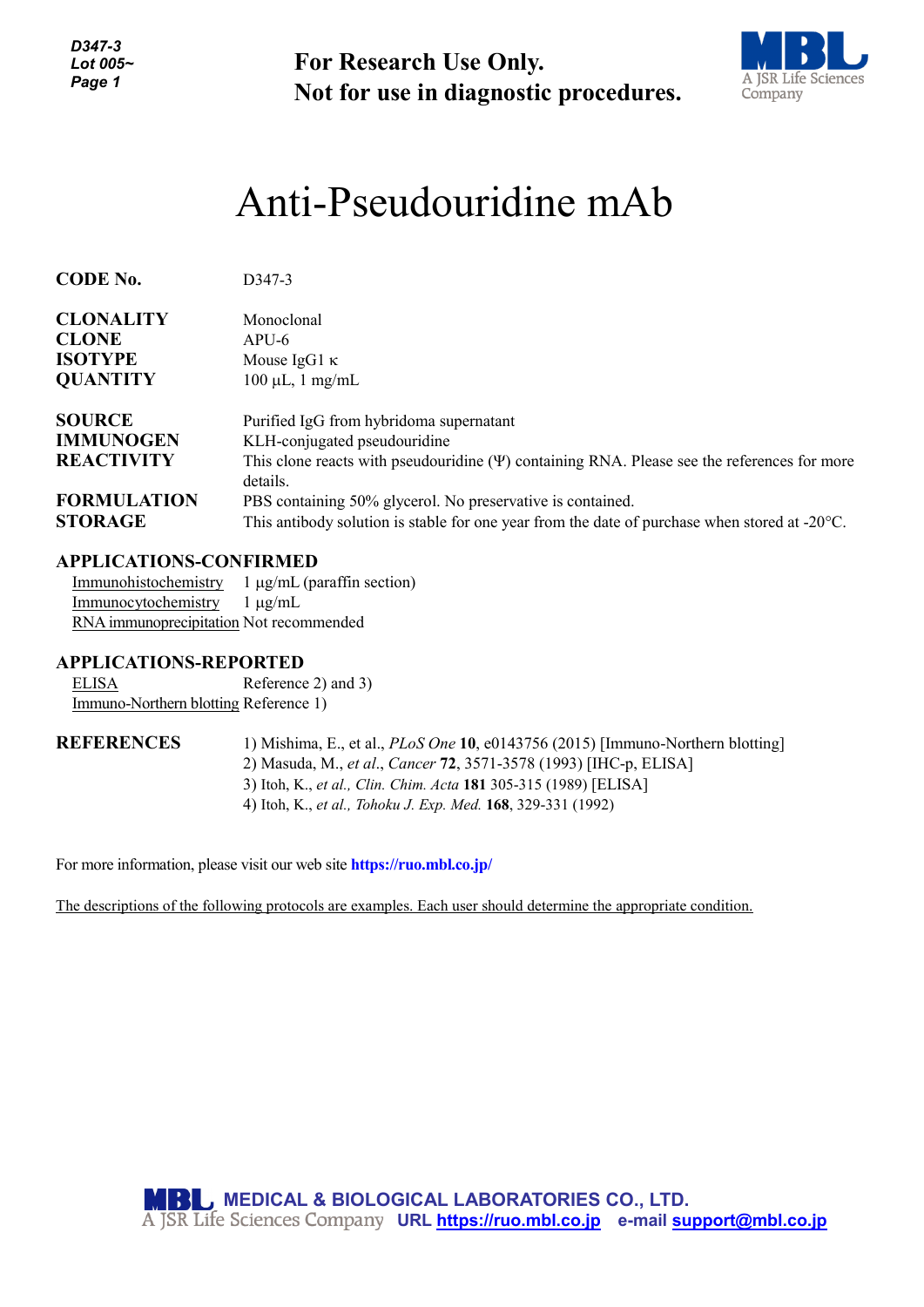**For Research Use Only.**
**Not for use in diagnostic procedures.**

# Anti-Pseudouridine mAb

| | |
|---|---|
| **CODE No.** | D347-3 |
| **CLONALITY** | Monoclonal |
| **CLONE** | APU-6 |
| **ISOTYPE** | Mouse IgG1 κ |
| **QUANTITY** | 100 μL, 1 mg/mL |
| **SOURCE** | Purified IgG from hybridoma supernatant |
| **IMMUNOGEN** | KLH-conjugated pseudouridine |
| **REACTIVITY** | This clone reacts with pseudouridine (Ψ) containing RNA. Please see the references for more details. |
| **FORMULATION** | PBS containing 50% glycerol. No preservative is contained. |
| **STORAGE** | This antibody solution is stable for one year from the date of purchase when stored at -20°C. |

## APPLICATIONS-CONFIRMED

| | |
|---|---|
| Immunohistochemistry | 1 μg/mL (paraffin section) |
| Immunocytochemistry | 1 μg/mL |
| RNA immunoprecipitation | Not recommended |

## APPLICATIONS-REPORTED

| | |
|---|---|
| ELISA | Reference 2) and 3) |
| Immuno-Northern blotting | Reference 1) |

## REFERENCES

1) Mishima, E., et al., *PLoS One* **10**, e0143756 (2015) [Immuno-Northern blotting]
2) Masuda, M., *et al*., *Cancer* **72**, 3571-3578 (1993) [IHC-p, ELISA]
3) Itoh, K., *et al., Clin. Chim. Acta* **181** 305-315 (1989) [ELISA]
4) Itoh, K., *et al., Tohoku J. Exp. Med.* **168**, 329-331 (1992)

For more information, please visit our web site **https://ruo.mbl.co.jp/**

The descriptions of the following protocols are examples. Each user should determine the appropriate condition.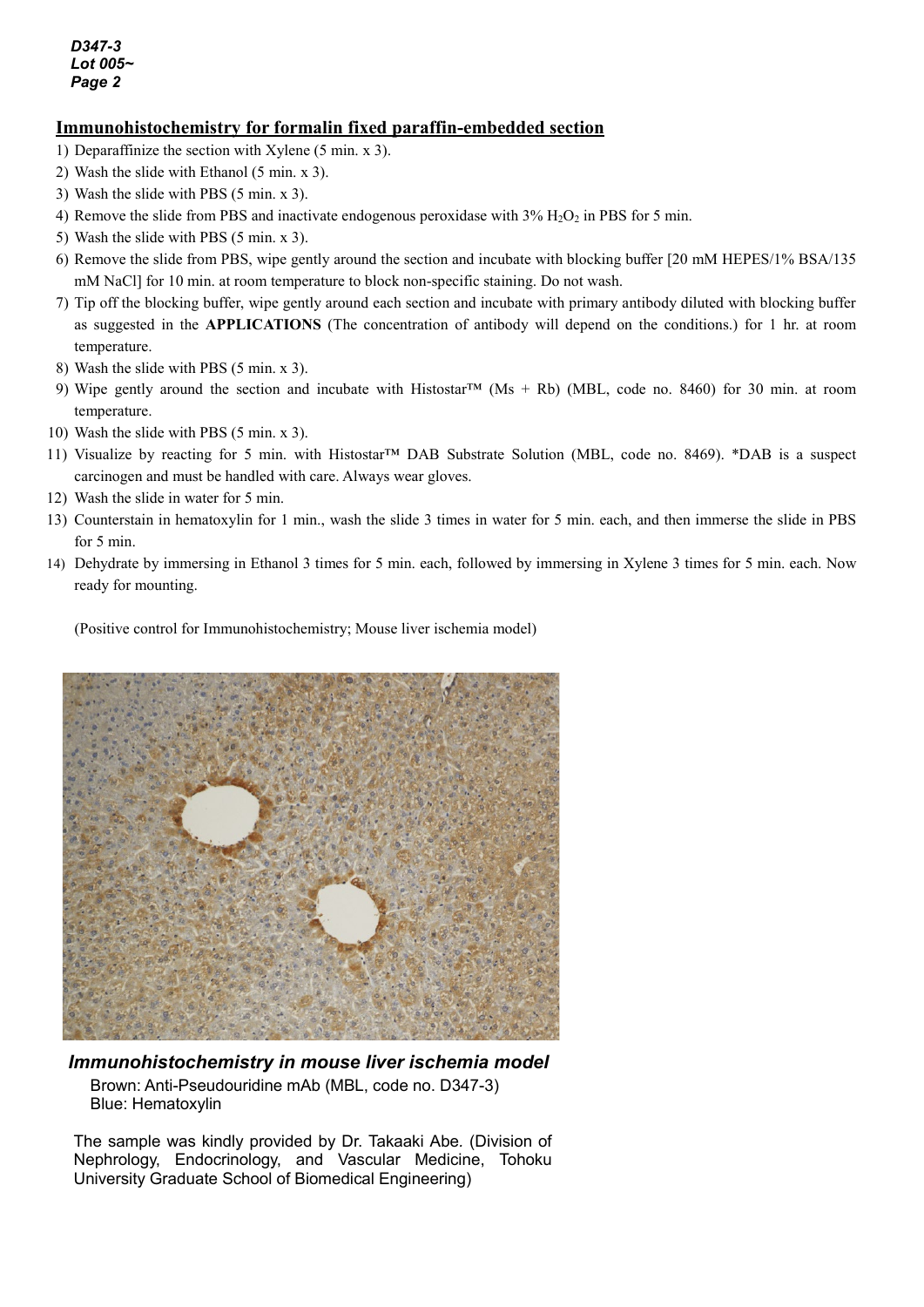## Immunohistochemistry for formalin fixed paraffin-embedded section

1) Deparaffinize the section with Xylene (5 min. x 3).
2) Wash the slide with Ethanol (5 min. x 3).
3) Wash the slide with PBS (5 min. x 3).
4) Remove the slide from PBS and inactivate endogenous peroxidase with 3% $H_2O_2$ in PBS for 5 min.
5) Wash the slide with PBS (5 min. x 3).
6) Remove the slide from PBS, wipe gently around the section and incubate with blocking buffer [20 mM HEPES/1% BSA/135 mM NaCl] for 10 min. at room temperature to block non-specific staining. Do not wash.
7) Tip off the blocking buffer, wipe gently around each section and incubate with primary antibody diluted with blocking buffer as suggested in the **APPLICATIONS** (The concentration of antibody will depend on the conditions.) for 1 hr. at room temperature.
8) Wash the slide with PBS (5 min. x 3).
9) Wipe gently around the section and incubate with Histostar™ (Ms + Rb) (MBL, code no. 8460) for 30 min. at room temperature.
10) Wash the slide with PBS (5 min. x 3).
11) Visualize by reacting for 5 min. with Histostar™ DAB Substrate Solution (MBL, code no. 8469). *DAB is a suspect carcinogen and must be handled with care. Always wear gloves.
12) Wash the slide in water for 5 min.
13) Counterstain in hematoxylin for 1 min., wash the slide 3 times in water for 5 min. each, and then immerse the slide in PBS for 5 min.
14) Dehydrate by immersing in Ethanol 3 times for 5 min. each, followed by immersing in Xylene 3 times for 5 min. each. Now ready for mounting.

(Positive control for Immunohistochemistry; Mouse liver ischemia model)

***Immunohistochemistry in mouse liver ischemia model***

Brown: Anti-Pseudouridine mAb (MBL, code no. D347-3)
Blue: Hematoxylin

The sample was kindly provided by Dr. Takaaki Abe. (Division of Nephrology, Endocrinology, and Vascular Medicine, Tohoku University Graduate School of Biomedical Engineering)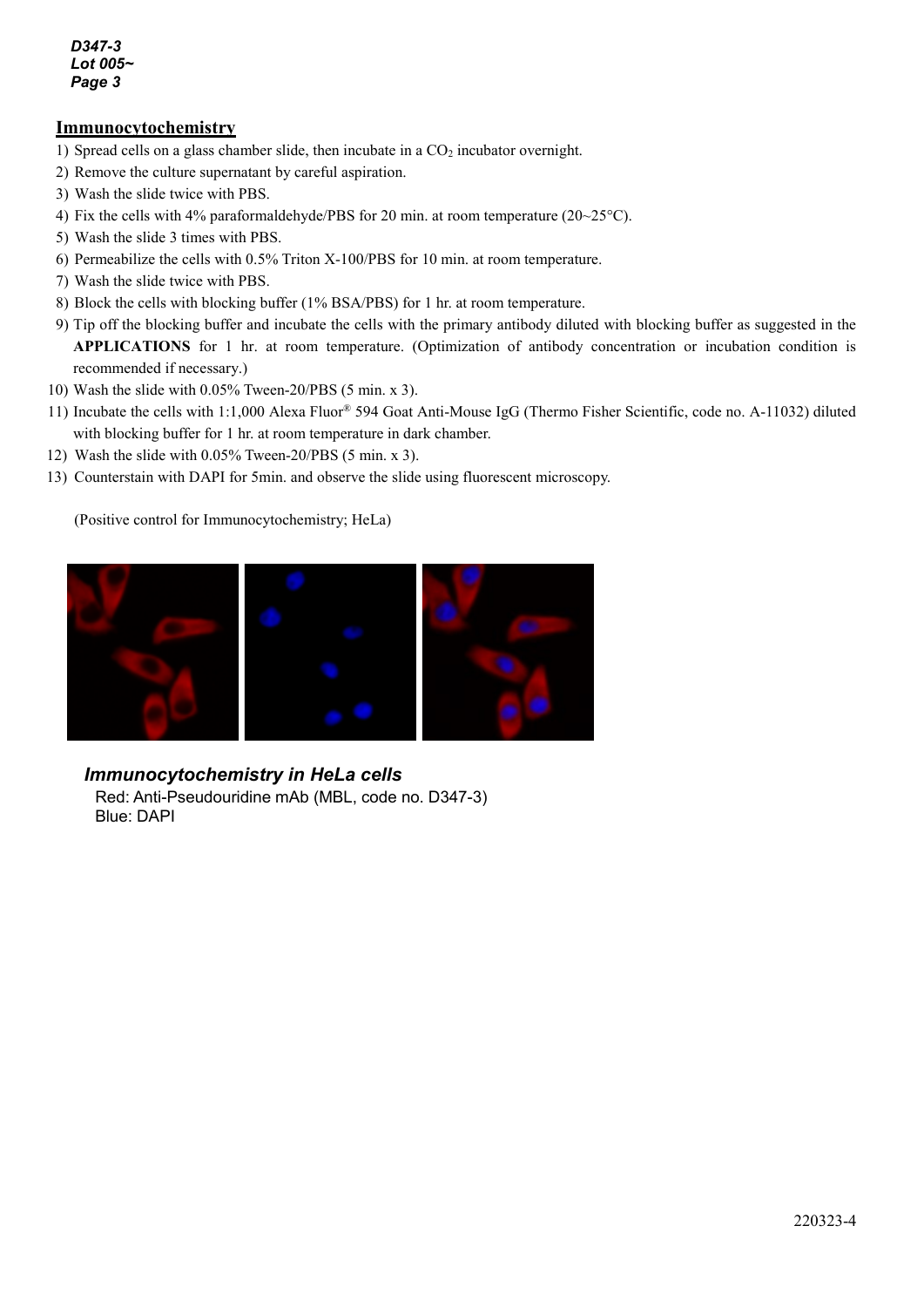## Immunocytochemistry

1) Spread cells on a glass chamber slide, then incubate in a $CO_2$ incubator overnight.
2) Remove the culture supernatant by careful aspiration.
3) Wash the slide twice with PBS.
4) Fix the cells with 4% paraformaldehyde/PBS for 20 min. at room temperature (20~25°C).
5) Wash the slide 3 times with PBS.
6) Permeabilize the cells with 0.5% Triton X-100/PBS for 10 min. at room temperature.
7) Wash the slide twice with PBS.
8) Block the cells with blocking buffer (1% BSA/PBS) for 1 hr. at room temperature.
9) Tip off the blocking buffer and incubate the cells with the primary antibody diluted with blocking buffer as suggested in the **APPLICATIONS** for 1 hr. at room temperature. (Optimization of antibody concentration or incubation condition is recommended if necessary.)
10) Wash the slide with 0.05% Tween-20/PBS (5 min. x 3).
11) Incubate the cells with 1:1,000 Alexa Fluor® 594 Goat Anti-Mouse IgG (Thermo Fisher Scientific, code no. A-11032) diluted with blocking buffer for 1 hr. at room temperature in dark chamber.
12) Wash the slide with 0.05% Tween-20/PBS (5 min. x 3).
13) Counterstain with DAPI for 5min. and observe the slide using fluorescent microscopy.

(Positive control for Immunocytochemistry; HeLa)

***Immunocytochemistry in HeLa cells***

Red: Anti-Pseudouridine mAb (MBL, code no. D347-3)
Blue: DAPI

220323-4